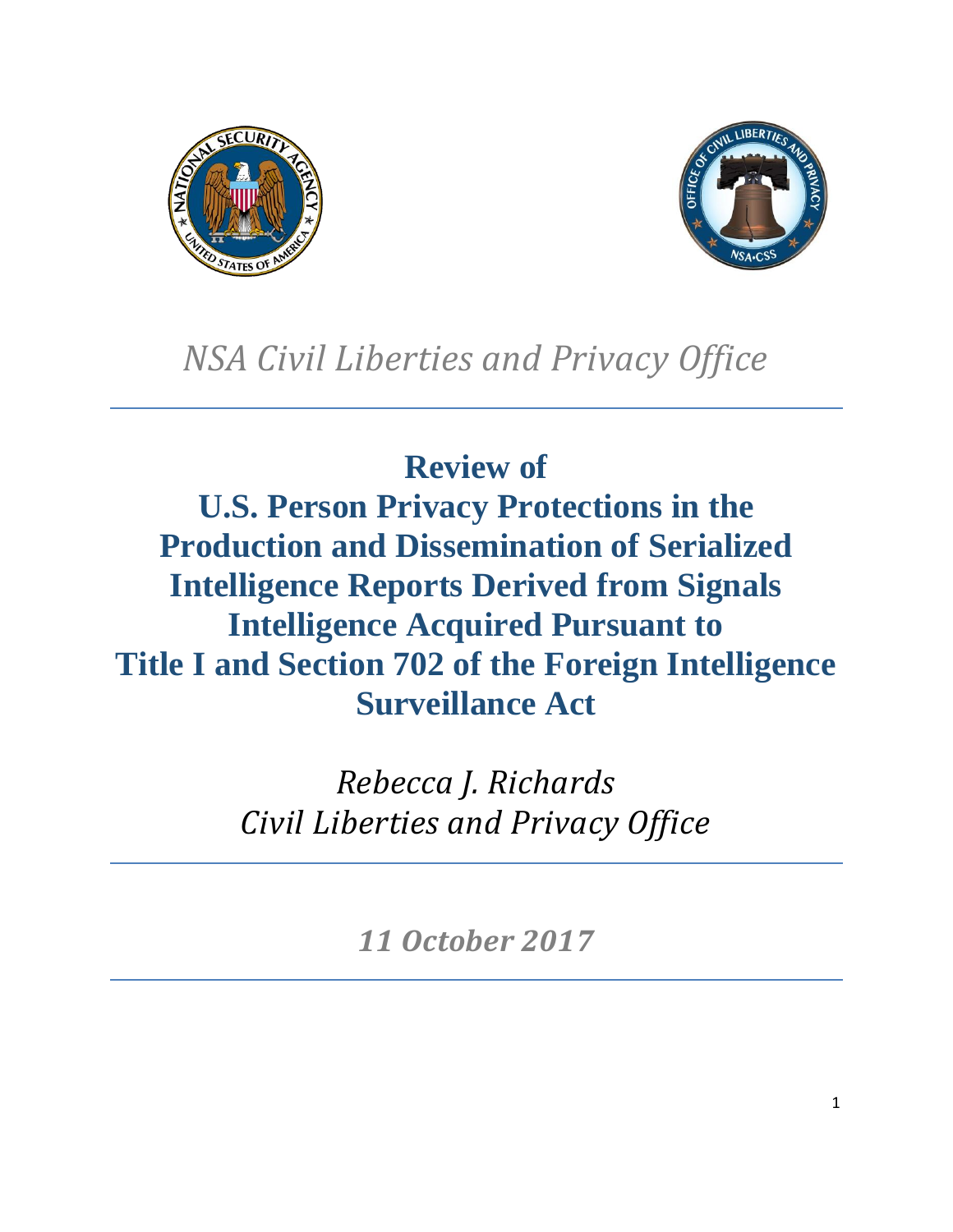*NSA Civil Liberties and Privacy Office*

# Review of U.S. Person Privacy Protections in the Production and Dissemination of Serialized Intelligence Reports Derived from Signals Intelligence Acquired Pursuant to Title I and Section 702 of the Foreign Intelligence Surveillance Act

*Rebecca J. Richards*
*Civil Liberties and Privacy Office*

***11 October 2017***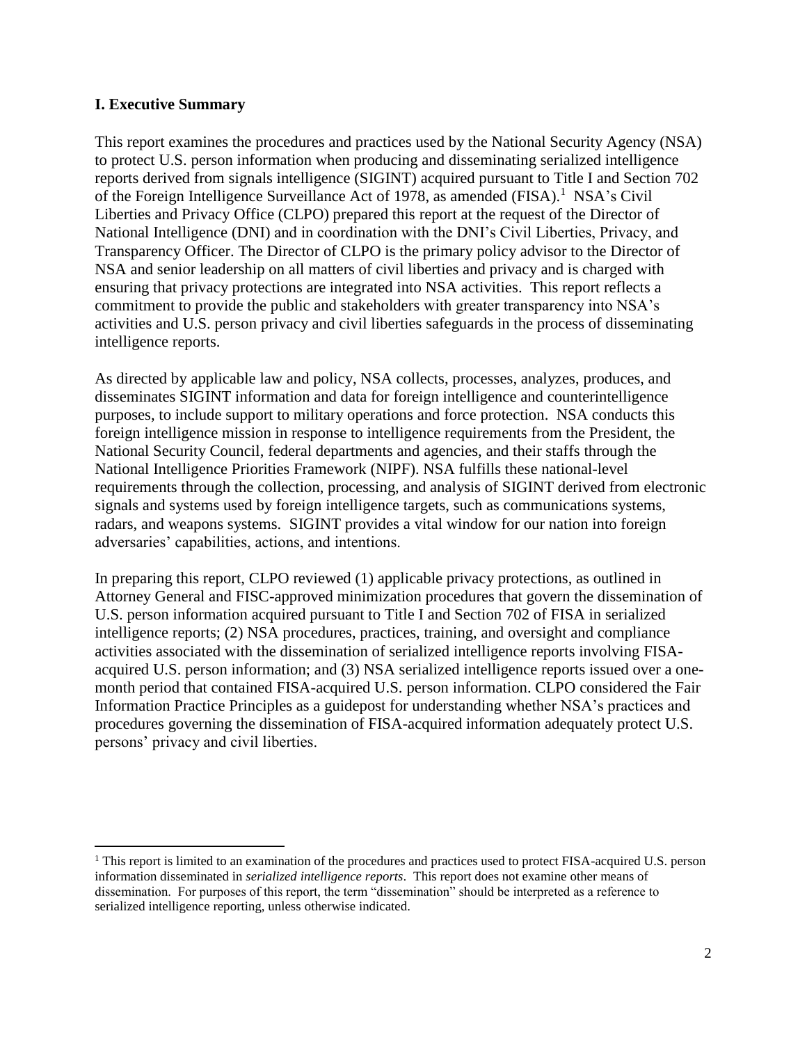## I. Executive Summary

This report examines the procedures and practices used by the National Security Agency (NSA) to protect U.S. person information when producing and disseminating serialized intelligence reports derived from signals intelligence (SIGINT) acquired pursuant to Title I and Section 702 of the Foreign Intelligence Surveillance Act of 1978, as amended (FISA).[1] NSA's Civil Liberties and Privacy Office (CLPO) prepared this report at the request of the Director of National Intelligence (DNI) and in coordination with the DNI's Civil Liberties, Privacy, and Transparency Officer. The Director of CLPO is the primary policy advisor to the Director of NSA and senior leadership on all matters of civil liberties and privacy and is charged with ensuring that privacy protections are integrated into NSA activities. This report reflects a commitment to provide the public and stakeholders with greater transparency into NSA's activities and U.S. person privacy and civil liberties safeguards in the process of disseminating intelligence reports.

As directed by applicable law and policy, NSA collects, processes, analyzes, produces, and disseminates SIGINT information and data for foreign intelligence and counterintelligence purposes, to include support to military operations and force protection. NSA conducts this foreign intelligence mission in response to intelligence requirements from the President, the National Security Council, federal departments and agencies, and their staffs through the National Intelligence Priorities Framework (NIPF). NSA fulfills these national-level requirements through the collection, processing, and analysis of SIGINT derived from electronic signals and systems used by foreign intelligence targets, such as communications systems, radars, and weapons systems. SIGINT provides a vital window for our nation into foreign adversaries' capabilities, actions, and intentions.

In preparing this report, CLPO reviewed (1) applicable privacy protections, as outlined in Attorney General and FISC-approved minimization procedures that govern the dissemination of U.S. person information acquired pursuant to Title I and Section 702 of FISA in serialized intelligence reports; (2) NSA procedures, practices, training, and oversight and compliance activities associated with the dissemination of serialized intelligence reports involving FISA-acquired U.S. person information; and (3) NSA serialized intelligence reports issued over a one-month period that contained FISA-acquired U.S. person information. CLPO considered the Fair Information Practice Principles as a guidepost for understanding whether NSA's practices and procedures governing the dissemination of FISA-acquired information adequately protect U.S. persons' privacy and civil liberties.

---

[1] This report is limited to an examination of the procedures and practices used to protect FISA-acquired U.S. person information disseminated in *serialized intelligence reports*. This report does not examine other means of dissemination. For purposes of this report, the term "dissemination" should be interpreted as a reference to serialized intelligence reporting, unless otherwise indicated.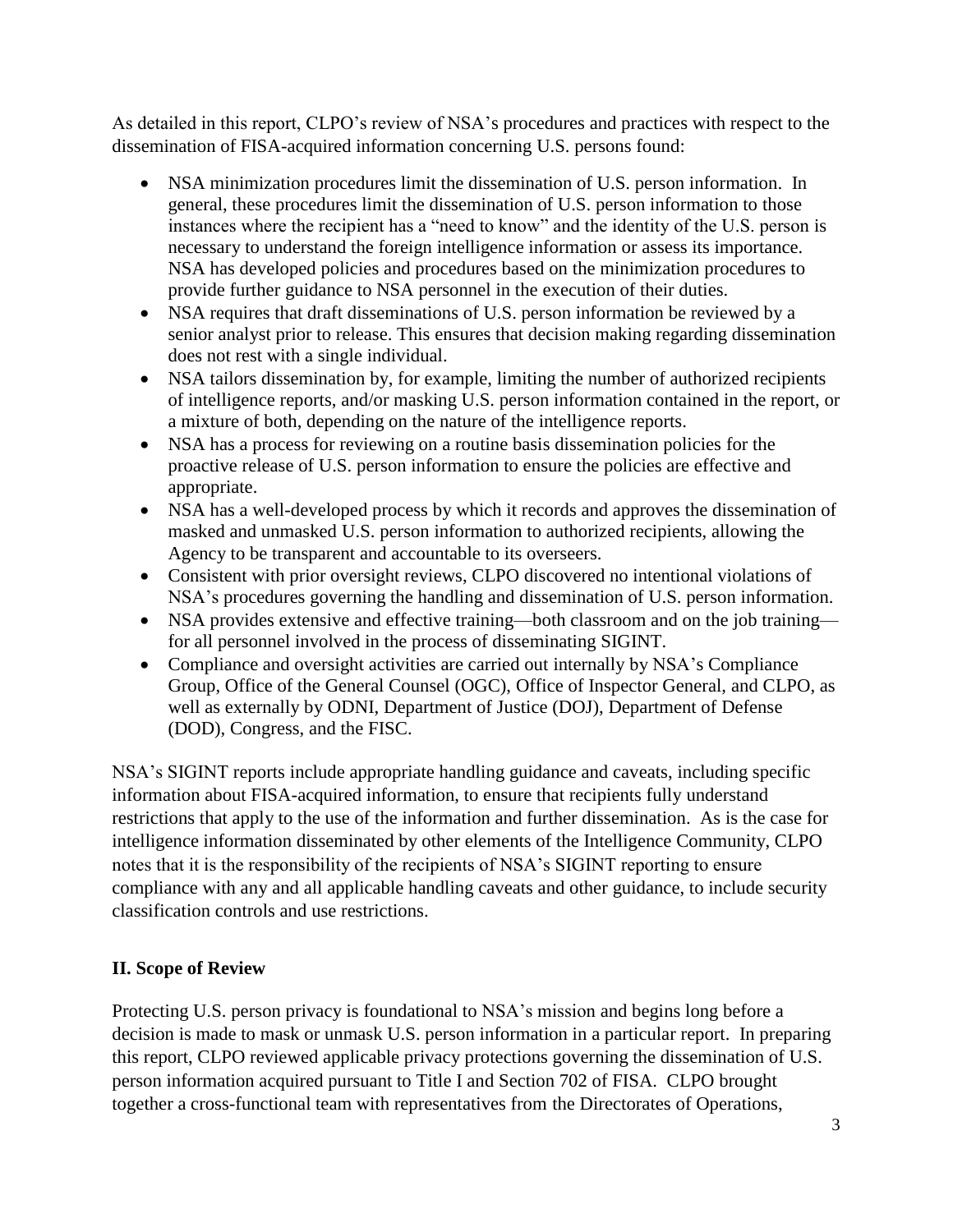As detailed in this report, CLPO's review of NSA's procedures and practices with respect to the dissemination of FISA-acquired information concerning U.S. persons found:

- NSA minimization procedures limit the dissemination of U.S. person information. In general, these procedures limit the dissemination of U.S. person information to those instances where the recipient has a "need to know" and the identity of the U.S. person is necessary to understand the foreign intelligence information or assess its importance. NSA has developed policies and procedures based on the minimization procedures to provide further guidance to NSA personnel in the execution of their duties.
- NSA requires that draft disseminations of U.S. person information be reviewed by a senior analyst prior to release. This ensures that decision making regarding dissemination does not rest with a single individual.
- NSA tailors dissemination by, for example, limiting the number of authorized recipients of intelligence reports, and/or masking U.S. person information contained in the report, or a mixture of both, depending on the nature of the intelligence reports.
- NSA has a process for reviewing on a routine basis dissemination policies for the proactive release of U.S. person information to ensure the policies are effective and appropriate.
- NSA has a well-developed process by which it records and approves the dissemination of masked and unmasked U.S. person information to authorized recipients, allowing the Agency to be transparent and accountable to its overseers.
- Consistent with prior oversight reviews, CLPO discovered no intentional violations of NSA's procedures governing the handling and dissemination of U.S. person information.
- NSA provides extensive and effective training—both classroom and on the job training—for all personnel involved in the process of disseminating SIGINT.
- Compliance and oversight activities are carried out internally by NSA's Compliance Group, Office of the General Counsel (OGC), Office of Inspector General, and CLPO, as well as externally by ODNI, Department of Justice (DOJ), Department of Defense (DOD), Congress, and the FISC.

NSA's SIGINT reports include appropriate handling guidance and caveats, including specific information about FISA-acquired information, to ensure that recipients fully understand restrictions that apply to the use of the information and further dissemination. As is the case for intelligence information disseminated by other elements of the Intelligence Community, CLPO notes that it is the responsibility of the recipients of NSA's SIGINT reporting to ensure compliance with any and all applicable handling caveats and other guidance, to include security classification controls and use restrictions.

## II. Scope of Review

Protecting U.S. person privacy is foundational to NSA's mission and begins long before a decision is made to mask or unmask U.S. person information in a particular report. In preparing this report, CLPO reviewed applicable privacy protections governing the dissemination of U.S. person information acquired pursuant to Title I and Section 702 of FISA. CLPO brought together a cross-functional team with representatives from the Directorates of Operations,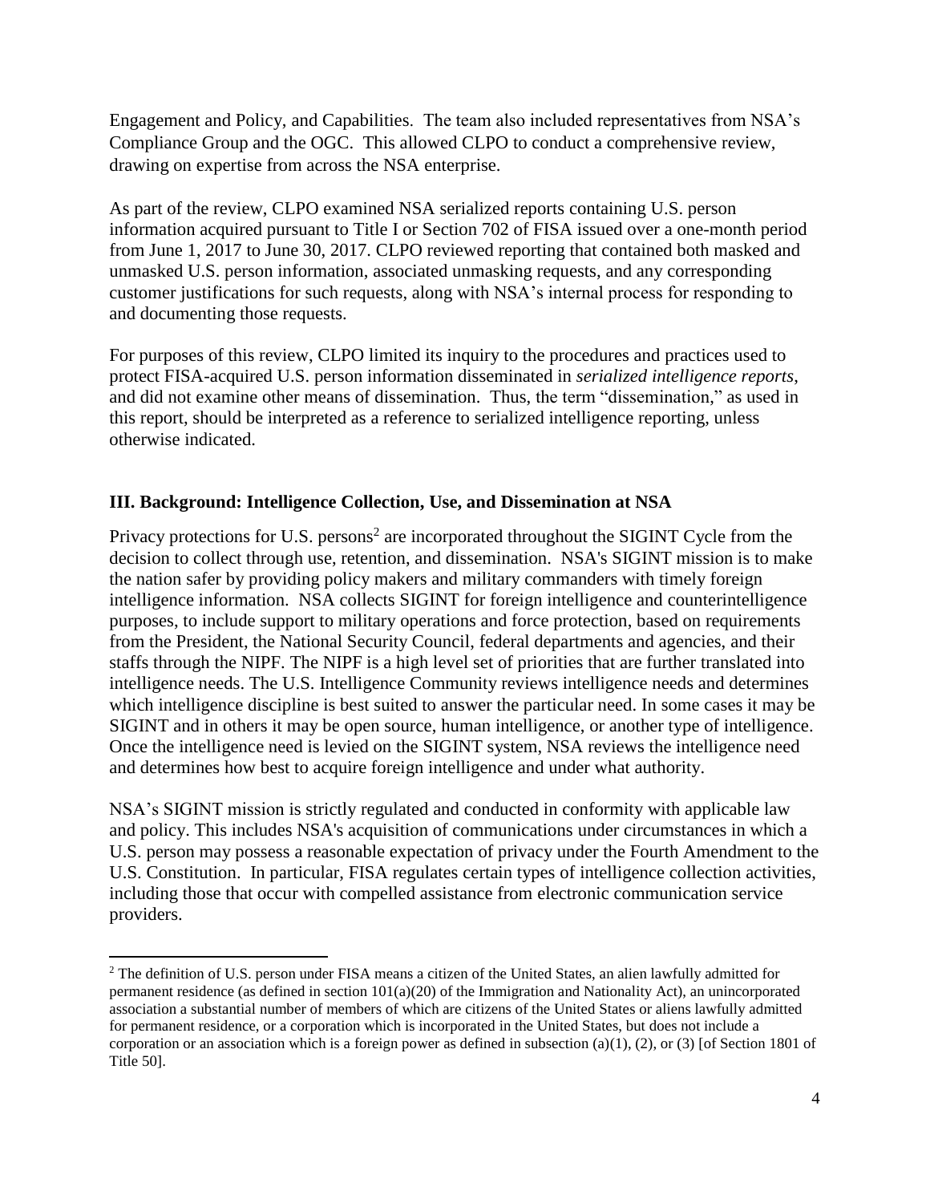Engagement and Policy, and Capabilities. The team also included representatives from NSA's Compliance Group and the OGC. This allowed CLPO to conduct a comprehensive review, drawing on expertise from across the NSA enterprise.

As part of the review, CLPO examined NSA serialized reports containing U.S. person information acquired pursuant to Title I or Section 702 of FISA issued over a one-month period from June 1, 2017 to June 30, 2017. CLPO reviewed reporting that contained both masked and unmasked U.S. person information, associated unmasking requests, and any corresponding customer justifications for such requests, along with NSA's internal process for responding to and documenting those requests.

For purposes of this review, CLPO limited its inquiry to the procedures and practices used to protect FISA-acquired U.S. person information disseminated in *serialized intelligence reports*, and did not examine other means of dissemination. Thus, the term "dissemination," as used in this report, should be interpreted as a reference to serialized intelligence reporting, unless otherwise indicated.

## III. Background: Intelligence Collection, Use, and Dissemination at NSA

Privacy protections for U.S. persons[2] are incorporated throughout the SIGINT Cycle from the decision to collect through use, retention, and dissemination. NSA's SIGINT mission is to make the nation safer by providing policy makers and military commanders with timely foreign intelligence information. NSA collects SIGINT for foreign intelligence and counterintelligence purposes, to include support to military operations and force protection, based on requirements from the President, the National Security Council, federal departments and agencies, and their staffs through the NIPF. The NIPF is a high level set of priorities that are further translated into intelligence needs. The U.S. Intelligence Community reviews intelligence needs and determines which intelligence discipline is best suited to answer the particular need. In some cases it may be SIGINT and in others it may be open source, human intelligence, or another type of intelligence. Once the intelligence need is levied on the SIGINT system, NSA reviews the intelligence need and determines how best to acquire foreign intelligence and under what authority.

NSA's SIGINT mission is strictly regulated and conducted in conformity with applicable law and policy. This includes NSA's acquisition of communications under circumstances in which a U.S. person may possess a reasonable expectation of privacy under the Fourth Amendment to the U.S. Constitution. In particular, FISA regulates certain types of intelligence collection activities, including those that occur with compelled assistance from electronic communication service providers.

[2] The definition of U.S. person under FISA means a citizen of the United States, an alien lawfully admitted for permanent residence (as defined in section 101(a)(20) of the Immigration and Nationality Act), an unincorporated association a substantial number of members of which are citizens of the United States or aliens lawfully admitted for permanent residence, or a corporation which is incorporated in the United States, but does not include a corporation or an association which is a foreign power as defined in subsection (a)(1), (2), or (3) [of Section 1801 of Title 50].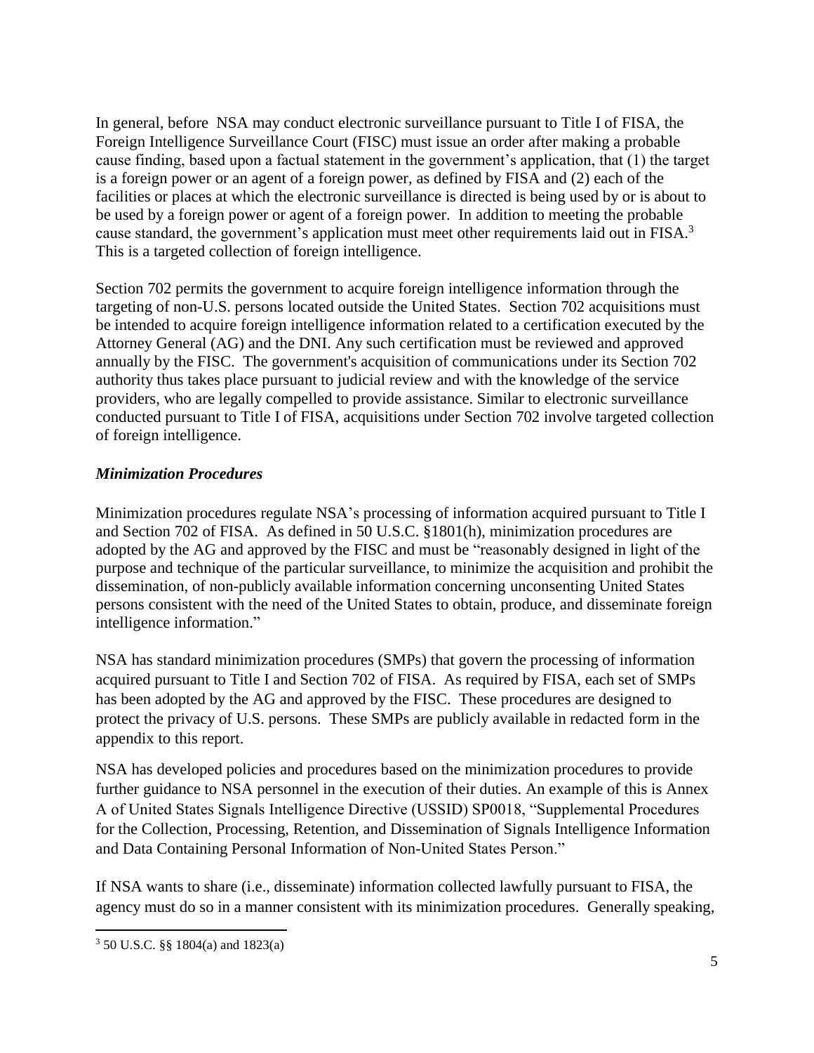In general, before NSA may conduct electronic surveillance pursuant to Title I of FISA, the Foreign Intelligence Surveillance Court (FISC) must issue an order after making a probable cause finding, based upon a factual statement in the government's application, that (1) the target is a foreign power or an agent of a foreign power, as defined by FISA and (2) each of the facilities or places at which the electronic surveillance is directed is being used by or is about to be used by a foreign power or agent of a foreign power. In addition to meeting the probable cause standard, the government's application must meet other requirements laid out in FISA.[3] This is a targeted collection of foreign intelligence.

Section 702 permits the government to acquire foreign intelligence information through the targeting of non-U.S. persons located outside the United States. Section 702 acquisitions must be intended to acquire foreign intelligence information related to a certification executed by the Attorney General (AG) and the DNI. Any such certification must be reviewed and approved annually by the FISC. The government's acquisition of communications under its Section 702 authority thus takes place pursuant to judicial review and with the knowledge of the service providers, who are legally compelled to provide assistance. Similar to electronic surveillance conducted pursuant to Title I of FISA, acquisitions under Section 702 involve targeted collection of foreign intelligence.

### *Minimization Procedures*

Minimization procedures regulate NSA's processing of information acquired pursuant to Title I and Section 702 of FISA. As defined in 50 U.S.C. §1801(h), minimization procedures are adopted by the AG and approved by the FISC and must be "reasonably designed in light of the purpose and technique of the particular surveillance, to minimize the acquisition and prohibit the dissemination, of non-publicly available information concerning unconsenting United States persons consistent with the need of the United States to obtain, produce, and disseminate foreign intelligence information."

NSA has standard minimization procedures (SMPs) that govern the processing of information acquired pursuant to Title I and Section 702 of FISA. As required by FISA, each set of SMPs has been adopted by the AG and approved by the FISC. These procedures are designed to protect the privacy of U.S. persons. These SMPs are publicly available in redacted form in the appendix to this report.

NSA has developed policies and procedures based on the minimization procedures to provide further guidance to NSA personnel in the execution of their duties. An example of this is Annex A of United States Signals Intelligence Directive (USSID) SP0018, "Supplemental Procedures for the Collection, Processing, Retention, and Dissemination of Signals Intelligence Information and Data Containing Personal Information of Non-United States Person."

If NSA wants to share (i.e., disseminate) information collected lawfully pursuant to FISA, the agency must do so in a manner consistent with its minimization procedures. Generally speaking,

---

[3] 50 U.S.C. §§ 1804(a) and 1823(a)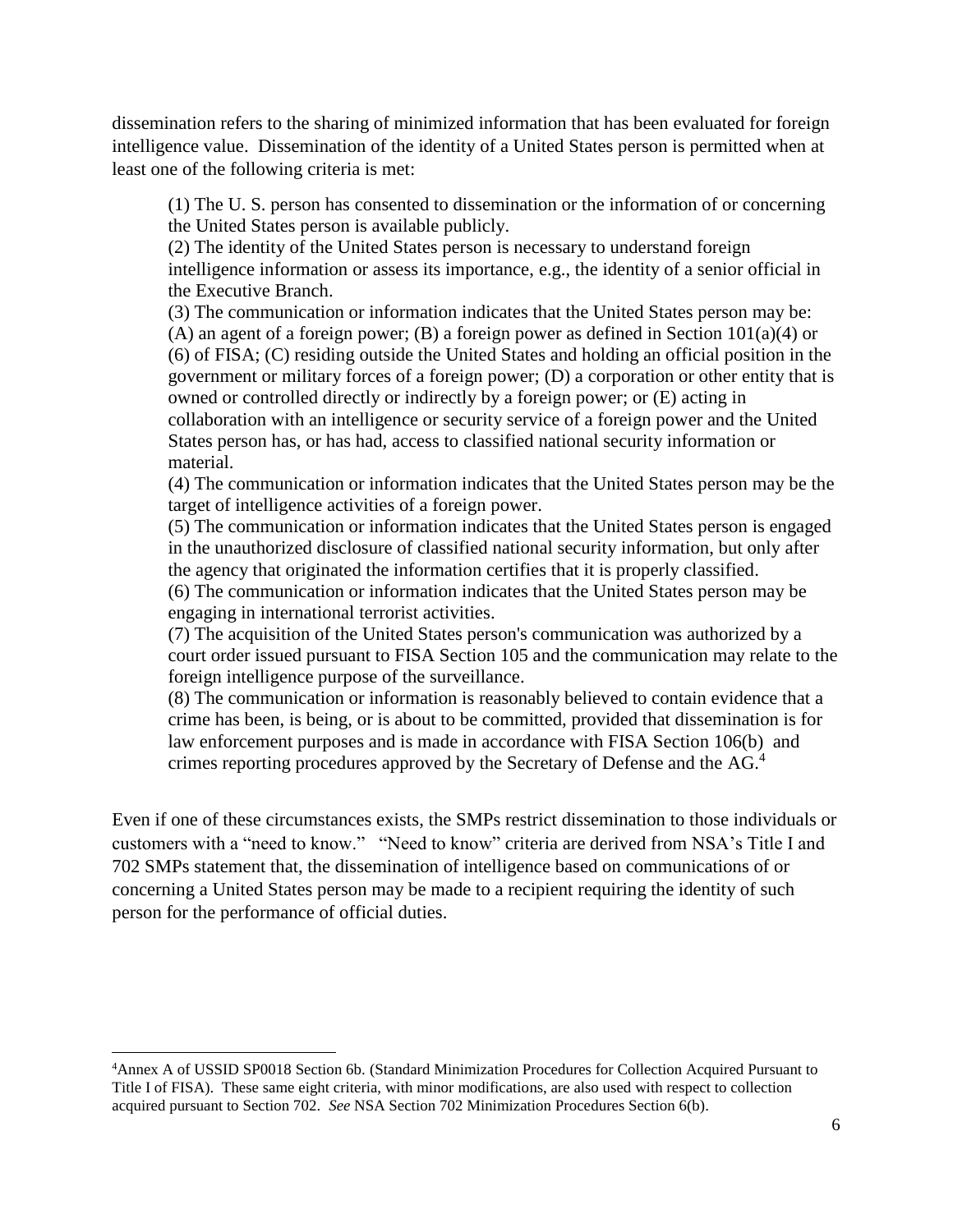dissemination refers to the sharing of minimized information that has been evaluated for foreign intelligence value. Dissemination of the identity of a United States person is permitted when at least one of the following criteria is met:

> (1) The U. S. person has consented to dissemination or the information of or concerning the United States person is available publicly.
> (2) The identity of the United States person is necessary to understand foreign intelligence information or assess its importance, e.g., the identity of a senior official in the Executive Branch.
> (3) The communication or information indicates that the United States person may be: (A) an agent of a foreign power; (B) a foreign power as defined in Section 101(a)(4) or (6) of FISA; (C) residing outside the United States and holding an official position in the government or military forces of a foreign power; (D) a corporation or other entity that is owned or controlled directly or indirectly by a foreign power; or (E) acting in collaboration with an intelligence or security service of a foreign power and the United States person has, or has had, access to classified national security information or material.
> (4) The communication or information indicates that the United States person may be the target of intelligence activities of a foreign power.
> (5) The communication or information indicates that the United States person is engaged in the unauthorized disclosure of classified national security information, but only after the agency that originated the information certifies that it is properly classified.
> (6) The communication or information indicates that the United States person may be engaging in international terrorist activities.
> (7) The acquisition of the United States person's communication was authorized by a court order issued pursuant to FISA Section 105 and the communication may relate to the foreign intelligence purpose of the surveillance.
> (8) The communication or information is reasonably believed to contain evidence that a crime has been, is being, or is about to be committed, provided that dissemination is for law enforcement purposes and is made in accordance with FISA Section 106(b) and crimes reporting procedures approved by the Secretary of Defense and the AG.[4]

Even if one of these circumstances exists, the SMPs restrict dissemination to those individuals or customers with a "need to know." "Need to know" criteria are derived from NSA's Title I and 702 SMPs statement that, the dissemination of intelligence based on communications of or concerning a United States person may be made to a recipient requiring the identity of such person for the performance of official duties.

---

[4] Annex A of USSID SP0018 Section 6b. (Standard Minimization Procedures for Collection Acquired Pursuant to Title I of FISA). These same eight criteria, with minor modifications, are also used with respect to collection acquired pursuant to Section 702. *See* NSA Section 702 Minimization Procedures Section 6(b).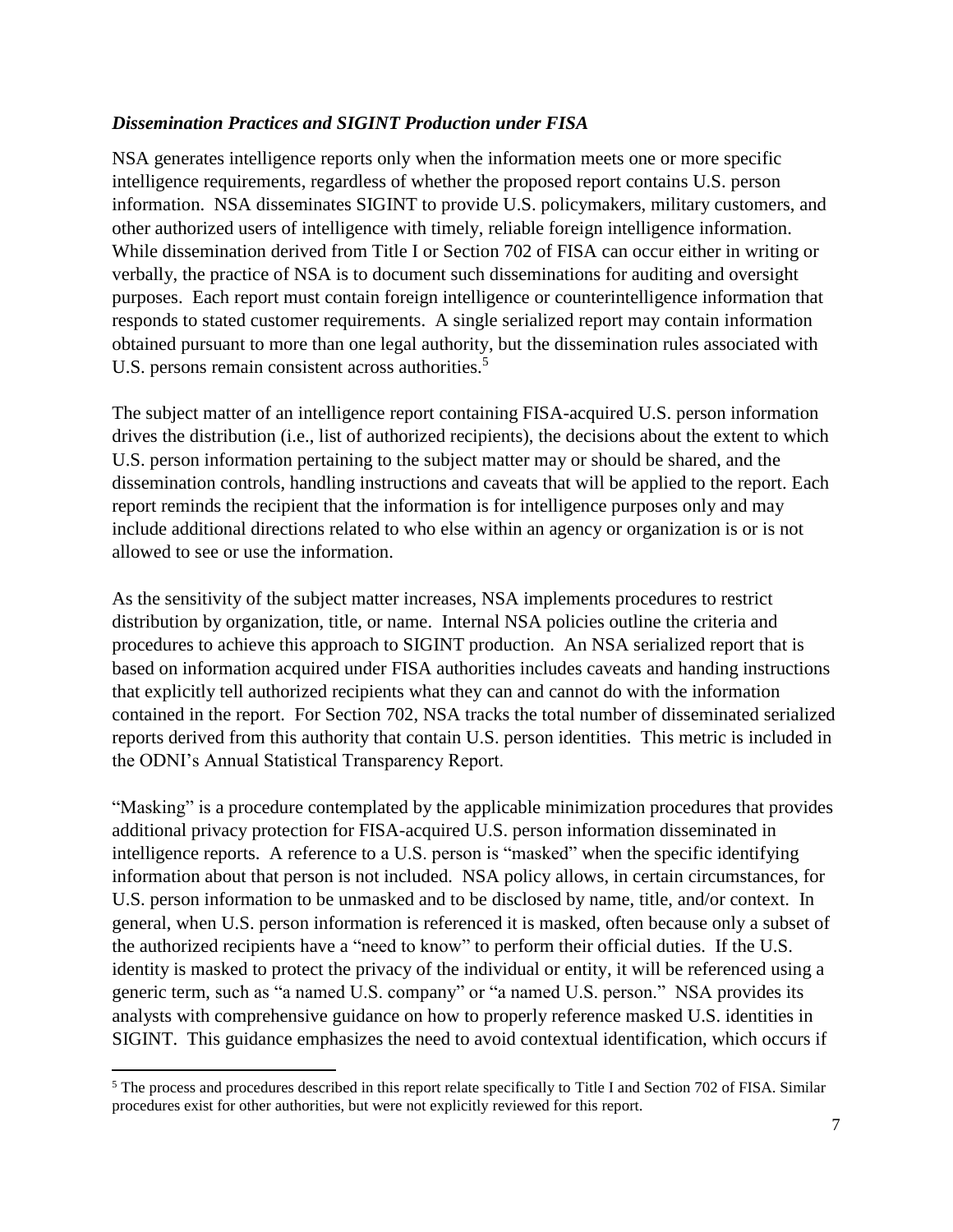### *Dissemination Practices and SIGINT Production under FISA*

NSA generates intelligence reports only when the information meets one or more specific intelligence requirements, regardless of whether the proposed report contains U.S. person information. NSA disseminates SIGINT to provide U.S. policymakers, military customers, and other authorized users of intelligence with timely, reliable foreign intelligence information. While dissemination derived from Title I or Section 702 of FISA can occur either in writing or verbally, the practice of NSA is to document such disseminations for auditing and oversight purposes. Each report must contain foreign intelligence or counterintelligence information that responds to stated customer requirements. A single serialized report may contain information obtained pursuant to more than one legal authority, but the dissemination rules associated with U.S. persons remain consistent across authorities.[5]

The subject matter of an intelligence report containing FISA-acquired U.S. person information drives the distribution (i.e., list of authorized recipients), the decisions about the extent to which U.S. person information pertaining to the subject matter may or should be shared, and the dissemination controls, handling instructions and caveats that will be applied to the report. Each report reminds the recipient that the information is for intelligence purposes only and may include additional directions related to who else within an agency or organization is or is not allowed to see or use the information.

As the sensitivity of the subject matter increases, NSA implements procedures to restrict distribution by organization, title, or name. Internal NSA policies outline the criteria and procedures to achieve this approach to SIGINT production. An NSA serialized report that is based on information acquired under FISA authorities includes caveats and handing instructions that explicitly tell authorized recipients what they can and cannot do with the information contained in the report. For Section 702, NSA tracks the total number of disseminated serialized reports derived from this authority that contain U.S. person identities. This metric is included in the ODNI's Annual Statistical Transparency Report.

"Masking" is a procedure contemplated by the applicable minimization procedures that provides additional privacy protection for FISA-acquired U.S. person information disseminated in intelligence reports. A reference to a U.S. person is "masked" when the specific identifying information about that person is not included. NSA policy allows, in certain circumstances, for U.S. person information to be unmasked and to be disclosed by name, title, and/or context. In general, when U.S. person information is referenced it is masked, often because only a subset of the authorized recipients have a "need to know" to perform their official duties. If the U.S. identity is masked to protect the privacy of the individual or entity, it will be referenced using a generic term, such as "a named U.S. company" or "a named U.S. person." NSA provides its analysts with comprehensive guidance on how to properly reference masked U.S. identities in SIGINT. This guidance emphasizes the need to avoid contextual identification, which occurs if

[5] The process and procedures described in this report relate specifically to Title I and Section 702 of FISA. Similar procedures exist for other authorities, but were not explicitly reviewed for this report.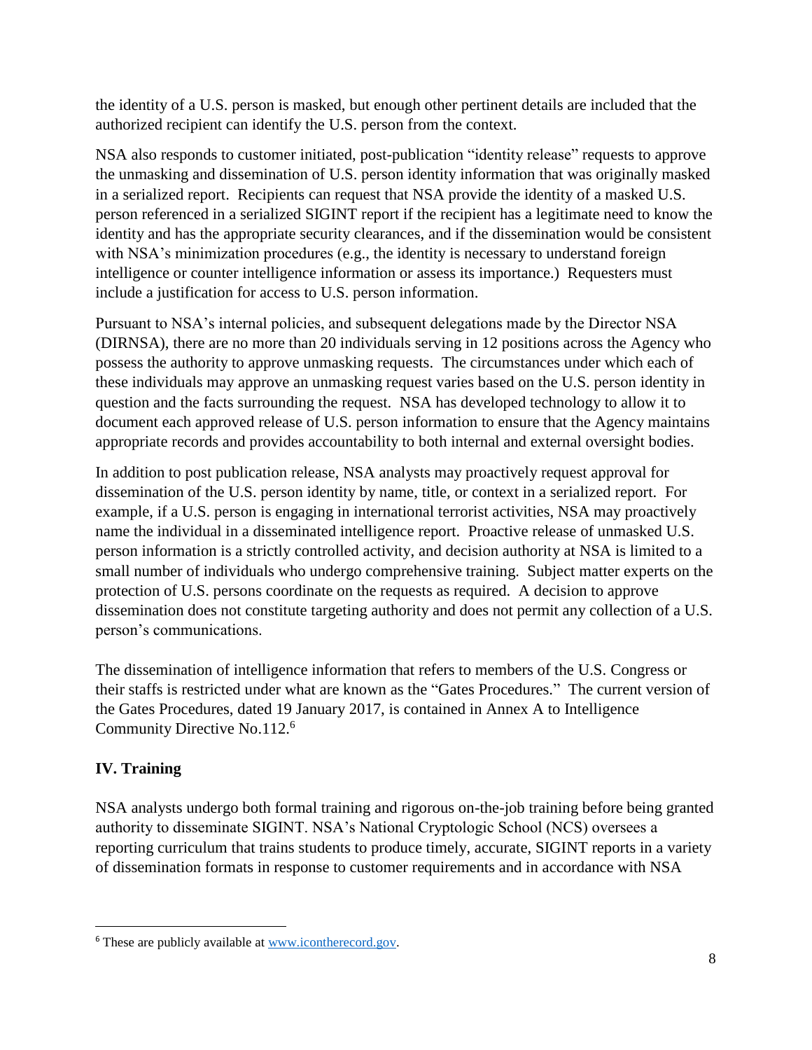the identity of a U.S. person is masked, but enough other pertinent details are included that the authorized recipient can identify the U.S. person from the context.

NSA also responds to customer initiated, post-publication "identity release" requests to approve the unmasking and dissemination of U.S. person identity information that was originally masked in a serialized report. Recipients can request that NSA provide the identity of a masked U.S. person referenced in a serialized SIGINT report if the recipient has a legitimate need to know the identity and has the appropriate security clearances, and if the dissemination would be consistent with NSA's minimization procedures (e.g., the identity is necessary to understand foreign intelligence or counter intelligence information or assess its importance.) Requesters must include a justification for access to U.S. person information.

Pursuant to NSA's internal policies, and subsequent delegations made by the Director NSA (DIRNSA), there are no more than 20 individuals serving in 12 positions across the Agency who possess the authority to approve unmasking requests. The circumstances under which each of these individuals may approve an unmasking request varies based on the U.S. person identity in question and the facts surrounding the request. NSA has developed technology to allow it to document each approved release of U.S. person information to ensure that the Agency maintains appropriate records and provides accountability to both internal and external oversight bodies.

In addition to post publication release, NSA analysts may proactively request approval for dissemination of the U.S. person identity by name, title, or context in a serialized report. For example, if a U.S. person is engaging in international terrorist activities, NSA may proactively name the individual in a disseminated intelligence report. Proactive release of unmasked U.S. person information is a strictly controlled activity, and decision authority at NSA is limited to a small number of individuals who undergo comprehensive training. Subject matter experts on the protection of U.S. persons coordinate on the requests as required. A decision to approve dissemination does not constitute targeting authority and does not permit any collection of a U.S. person's communications.

The dissemination of intelligence information that refers to members of the U.S. Congress or their staffs is restricted under what are known as the "Gates Procedures." The current version of the Gates Procedures, dated 19 January 2017, is contained in Annex A to Intelligence Community Directive No.112.[6]

## IV. Training

NSA analysts undergo both formal training and rigorous on-the-job training before being granted authority to disseminate SIGINT. NSA's National Cryptologic School (NCS) oversees a reporting curriculum that trains students to produce timely, accurate, SIGINT reports in a variety of dissemination formats in response to customer requirements and in accordance with NSA

---

[6] These are publicly available at www.icontherecord.gov.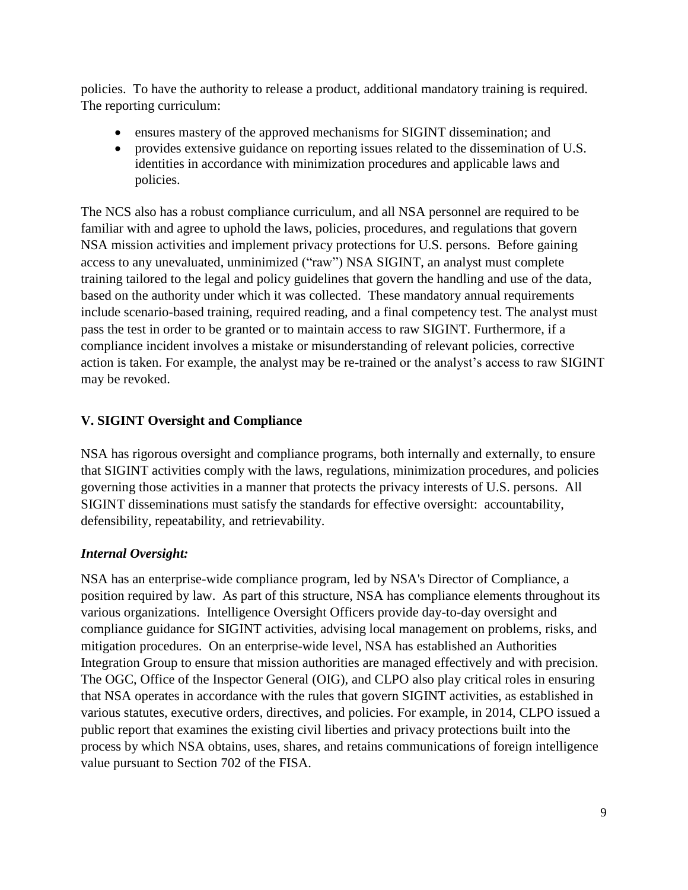policies. To have the authority to release a product, additional mandatory training is required. The reporting curriculum:

- ensures mastery of the approved mechanisms for SIGINT dissemination; and
- provides extensive guidance on reporting issues related to the dissemination of U.S. identities in accordance with minimization procedures and applicable laws and policies.

The NCS also has a robust compliance curriculum, and all NSA personnel are required to be familiar with and agree to uphold the laws, policies, procedures, and regulations that govern NSA mission activities and implement privacy protections for U.S. persons. Before gaining access to any unevaluated, unminimized ("raw") NSA SIGINT, an analyst must complete training tailored to the legal and policy guidelines that govern the handling and use of the data, based on the authority under which it was collected. These mandatory annual requirements include scenario-based training, required reading, and a final competency test. The analyst must pass the test in order to be granted or to maintain access to raw SIGINT. Furthermore, if a compliance incident involves a mistake or misunderstanding of relevant policies, corrective action is taken. For example, the analyst may be re-trained or the analyst's access to raw SIGINT may be revoked.

## V. SIGINT Oversight and Compliance

NSA has rigorous oversight and compliance programs, both internally and externally, to ensure that SIGINT activities comply with the laws, regulations, minimization procedures, and policies governing those activities in a manner that protects the privacy interests of U.S. persons. All SIGINT disseminations must satisfy the standards for effective oversight: accountability, defensibility, repeatability, and retrievability.

### *Internal Oversight:*

NSA has an enterprise-wide compliance program, led by NSA's Director of Compliance, a position required by law. As part of this structure, NSA has compliance elements throughout its various organizations. Intelligence Oversight Officers provide day-to-day oversight and compliance guidance for SIGINT activities, advising local management on problems, risks, and mitigation procedures. On an enterprise-wide level, NSA has established an Authorities Integration Group to ensure that mission authorities are managed effectively and with precision. The OGC, Office of the Inspector General (OIG), and CLPO also play critical roles in ensuring that NSA operates in accordance with the rules that govern SIGINT activities, as established in various statutes, executive orders, directives, and policies. For example, in 2014, CLPO issued a public report that examines the existing civil liberties and privacy protections built into the process by which NSA obtains, uses, shares, and retains communications of foreign intelligence value pursuant to Section 702 of the FISA.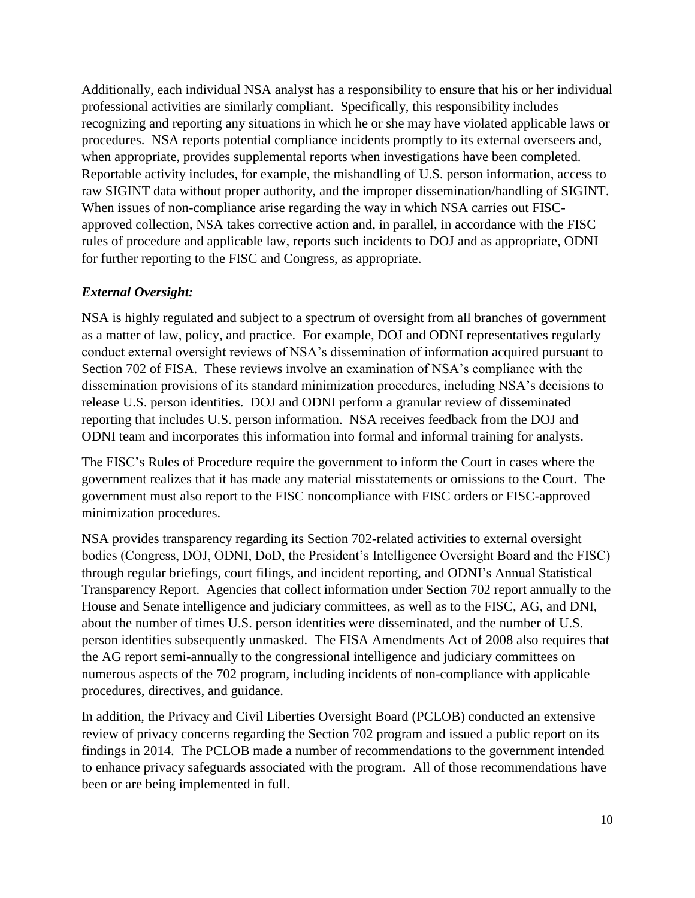Additionally, each individual NSA analyst has a responsibility to ensure that his or her individual professional activities are similarly compliant. Specifically, this responsibility includes recognizing and reporting any situations in which he or she may have violated applicable laws or procedures. NSA reports potential compliance incidents promptly to its external overseers and, when appropriate, provides supplemental reports when investigations have been completed. Reportable activity includes, for example, the mishandling of U.S. person information, access to raw SIGINT data without proper authority, and the improper dissemination/handling of SIGINT. When issues of non-compliance arise regarding the way in which NSA carries out FISC-approved collection, NSA takes corrective action and, in parallel, in accordance with the FISC rules of procedure and applicable law, reports such incidents to DOJ and as appropriate, ODNI for further reporting to the FISC and Congress, as appropriate.

### *External Oversight:*

NSA is highly regulated and subject to a spectrum of oversight from all branches of government as a matter of law, policy, and practice. For example, DOJ and ODNI representatives regularly conduct external oversight reviews of NSA's dissemination of information acquired pursuant to Section 702 of FISA. These reviews involve an examination of NSA's compliance with the dissemination provisions of its standard minimization procedures, including NSA's decisions to release U.S. person identities. DOJ and ODNI perform a granular review of disseminated reporting that includes U.S. person information. NSA receives feedback from the DOJ and ODNI team and incorporates this information into formal and informal training for analysts.

The FISC's Rules of Procedure require the government to inform the Court in cases where the government realizes that it has made any material misstatements or omissions to the Court. The government must also report to the FISC noncompliance with FISC orders or FISC-approved minimization procedures.

NSA provides transparency regarding its Section 702-related activities to external oversight bodies (Congress, DOJ, ODNI, DoD, the President's Intelligence Oversight Board and the FISC) through regular briefings, court filings, and incident reporting, and ODNI's Annual Statistical Transparency Report. Agencies that collect information under Section 702 report annually to the House and Senate intelligence and judiciary committees, as well as to the FISC, AG, and DNI, about the number of times U.S. person identities were disseminated, and the number of U.S. person identities subsequently unmasked. The FISA Amendments Act of 2008 also requires that the AG report semi-annually to the congressional intelligence and judiciary committees on numerous aspects of the 702 program, including incidents of non-compliance with applicable procedures, directives, and guidance.

In addition, the Privacy and Civil Liberties Oversight Board (PCLOB) conducted an extensive review of privacy concerns regarding the Section 702 program and issued a public report on its findings in 2014. The PCLOB made a number of recommendations to the government intended to enhance privacy safeguards associated with the program. All of those recommendations have been or are being implemented in full.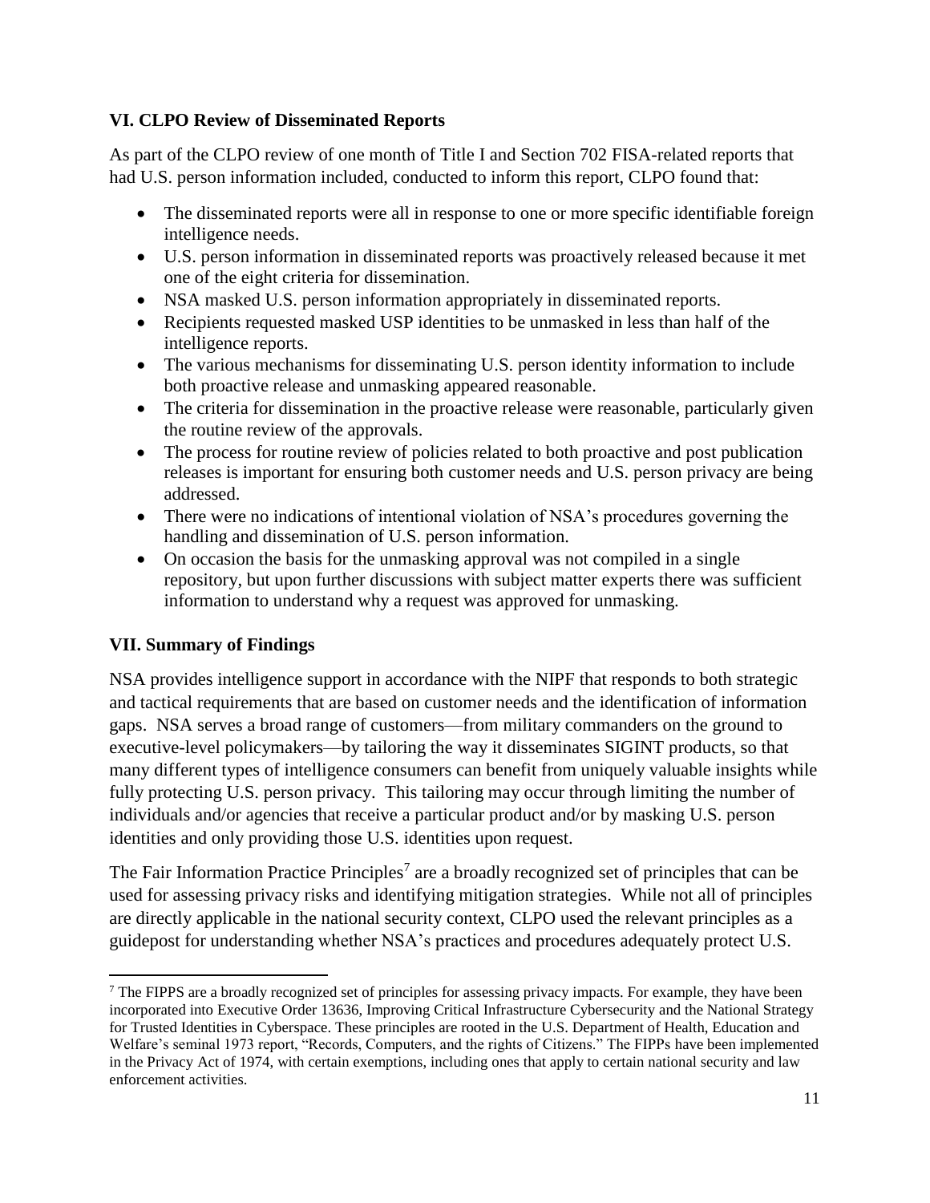### VI. CLPO Review of Disseminated Reports

As part of the CLPO review of one month of Title I and Section 702 FISA-related reports that had U.S. person information included, conducted to inform this report, CLPO found that:

- The disseminated reports were all in response to one or more specific identifiable foreign intelligence needs.
- U.S. person information in disseminated reports was proactively released because it met one of the eight criteria for dissemination.
- NSA masked U.S. person information appropriately in disseminated reports.
- Recipients requested masked USP identities to be unmasked in less than half of the intelligence reports.
- The various mechanisms for disseminating U.S. person identity information to include both proactive release and unmasking appeared reasonable.
- The criteria for dissemination in the proactive release were reasonable, particularly given the routine review of the approvals.
- The process for routine review of policies related to both proactive and post publication releases is important for ensuring both customer needs and U.S. person privacy are being addressed.
- There were no indications of intentional violation of NSA's procedures governing the handling and dissemination of U.S. person information.
- On occasion the basis for the unmasking approval was not compiled in a single repository, but upon further discussions with subject matter experts there was sufficient information to understand why a request was approved for unmasking.

### VII. Summary of Findings

NSA provides intelligence support in accordance with the NIPF that responds to both strategic and tactical requirements that are based on customer needs and the identification of information gaps. NSA serves a broad range of customers—from military commanders on the ground to executive-level policymakers—by tailoring the way it disseminates SIGINT products, so that many different types of intelligence consumers can benefit from uniquely valuable insights while fully protecting U.S. person privacy. This tailoring may occur through limiting the number of individuals and/or agencies that receive a particular product and/or by masking U.S. person identities and only providing those U.S. identities upon request.

The Fair Information Practice Principles[7] are a broadly recognized set of principles that can be used for assessing privacy risks and identifying mitigation strategies. While not all of principles are directly applicable in the national security context, CLPO used the relevant principles as a guidepost for understanding whether NSA's practices and procedures adequately protect U.S.

[7] The FIPPS are a broadly recognized set of principles for assessing privacy impacts. For example, they have been incorporated into Executive Order 13636, Improving Critical Infrastructure Cybersecurity and the National Strategy for Trusted Identities in Cyberspace. These principles are rooted in the U.S. Department of Health, Education and Welfare's seminal 1973 report, "Records, Computers, and the rights of Citizens." The FIPPs have been implemented in the Privacy Act of 1974, with certain exemptions, including ones that apply to certain national security and law enforcement activities.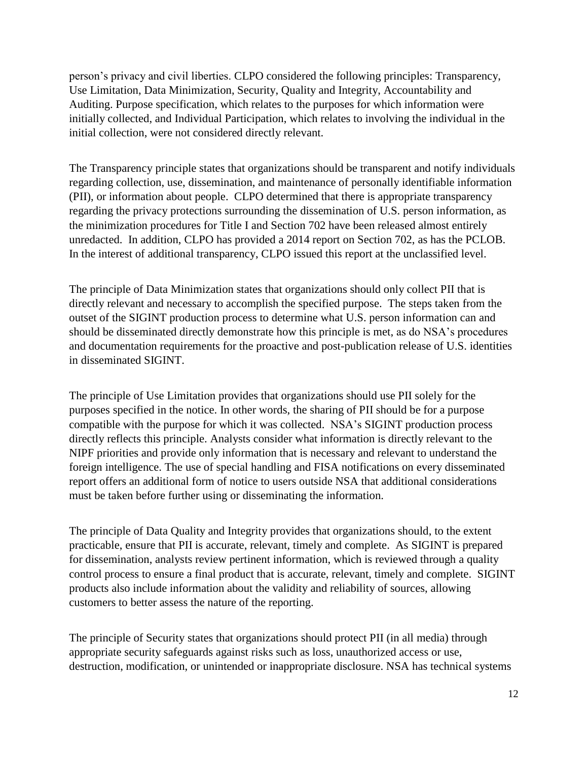person's privacy and civil liberties. CLPO considered the following principles: Transparency, Use Limitation, Data Minimization, Security, Quality and Integrity, Accountability and Auditing. Purpose specification, which relates to the purposes for which information were initially collected, and Individual Participation, which relates to involving the individual in the initial collection, were not considered directly relevant.

The Transparency principle states that organizations should be transparent and notify individuals regarding collection, use, dissemination, and maintenance of personally identifiable information (PII), or information about people. CLPO determined that there is appropriate transparency regarding the privacy protections surrounding the dissemination of U.S. person information, as the minimization procedures for Title I and Section 702 have been released almost entirely unredacted. In addition, CLPO has provided a 2014 report on Section 702, as has the PCLOB. In the interest of additional transparency, CLPO issued this report at the unclassified level.

The principle of Data Minimization states that organizations should only collect PII that is directly relevant and necessary to accomplish the specified purpose. The steps taken from the outset of the SIGINT production process to determine what U.S. person information can and should be disseminated directly demonstrate how this principle is met, as do NSA's procedures and documentation requirements for the proactive and post-publication release of U.S. identities in disseminated SIGINT.

The principle of Use Limitation provides that organizations should use PII solely for the purposes specified in the notice. In other words, the sharing of PII should be for a purpose compatible with the purpose for which it was collected. NSA's SIGINT production process directly reflects this principle. Analysts consider what information is directly relevant to the NIPF priorities and provide only information that is necessary and relevant to understand the foreign intelligence. The use of special handling and FISA notifications on every disseminated report offers an additional form of notice to users outside NSA that additional considerations must be taken before further using or disseminating the information.

The principle of Data Quality and Integrity provides that organizations should, to the extent practicable, ensure that PII is accurate, relevant, timely and complete. As SIGINT is prepared for dissemination, analysts review pertinent information, which is reviewed through a quality control process to ensure a final product that is accurate, relevant, timely and complete. SIGINT products also include information about the validity and reliability of sources, allowing customers to better assess the nature of the reporting.

The principle of Security states that organizations should protect PII (in all media) through appropriate security safeguards against risks such as loss, unauthorized access or use, destruction, modification, or unintended or inappropriate disclosure. NSA has technical systems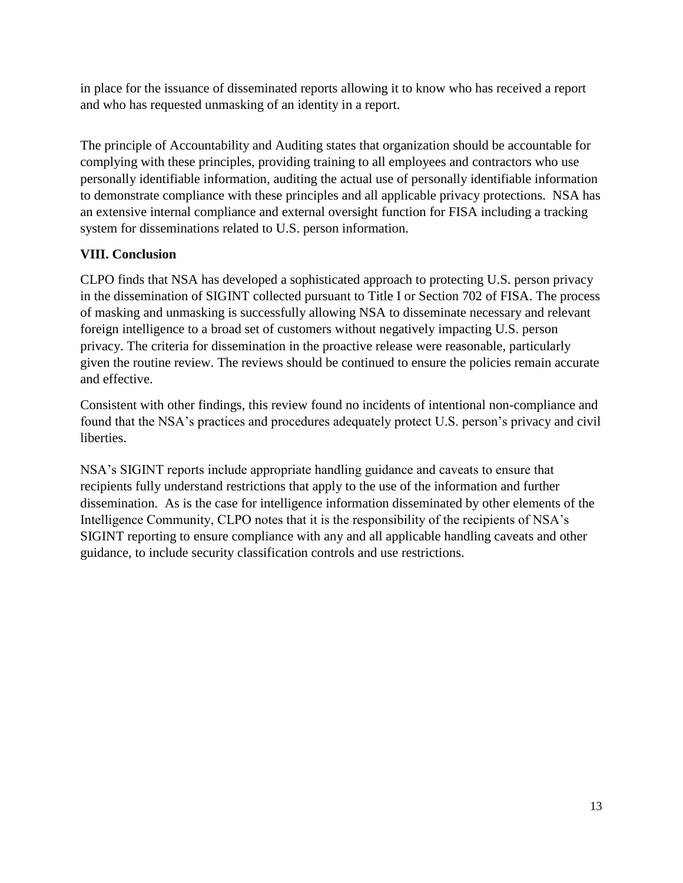in place for the issuance of disseminated reports allowing it to know who has received a report and who has requested unmasking of an identity in a report.

The principle of Accountability and Auditing states that organization should be accountable for complying with these principles, providing training to all employees and contractors who use personally identifiable information, auditing the actual use of personally identifiable information to demonstrate compliance with these principles and all applicable privacy protections. NSA has an extensive internal compliance and external oversight function for FISA including a tracking system for disseminations related to U.S. person information.

## VIII. Conclusion

CLPO finds that NSA has developed a sophisticated approach to protecting U.S. person privacy in the dissemination of SIGINT collected pursuant to Title I or Section 702 of FISA. The process of masking and unmasking is successfully allowing NSA to disseminate necessary and relevant foreign intelligence to a broad set of customers without negatively impacting U.S. person privacy. The criteria for dissemination in the proactive release were reasonable, particularly given the routine review. The reviews should be continued to ensure the policies remain accurate and effective.

Consistent with other findings, this review found no incidents of intentional non-compliance and found that the NSA's practices and procedures adequately protect U.S. person's privacy and civil liberties.

NSA's SIGINT reports include appropriate handling guidance and caveats to ensure that recipients fully understand restrictions that apply to the use of the information and further dissemination. As is the case for intelligence information disseminated by other elements of the Intelligence Community, CLPO notes that it is the responsibility of the recipients of NSA's SIGINT reporting to ensure compliance with any and all applicable handling caveats and other guidance, to include security classification controls and use restrictions.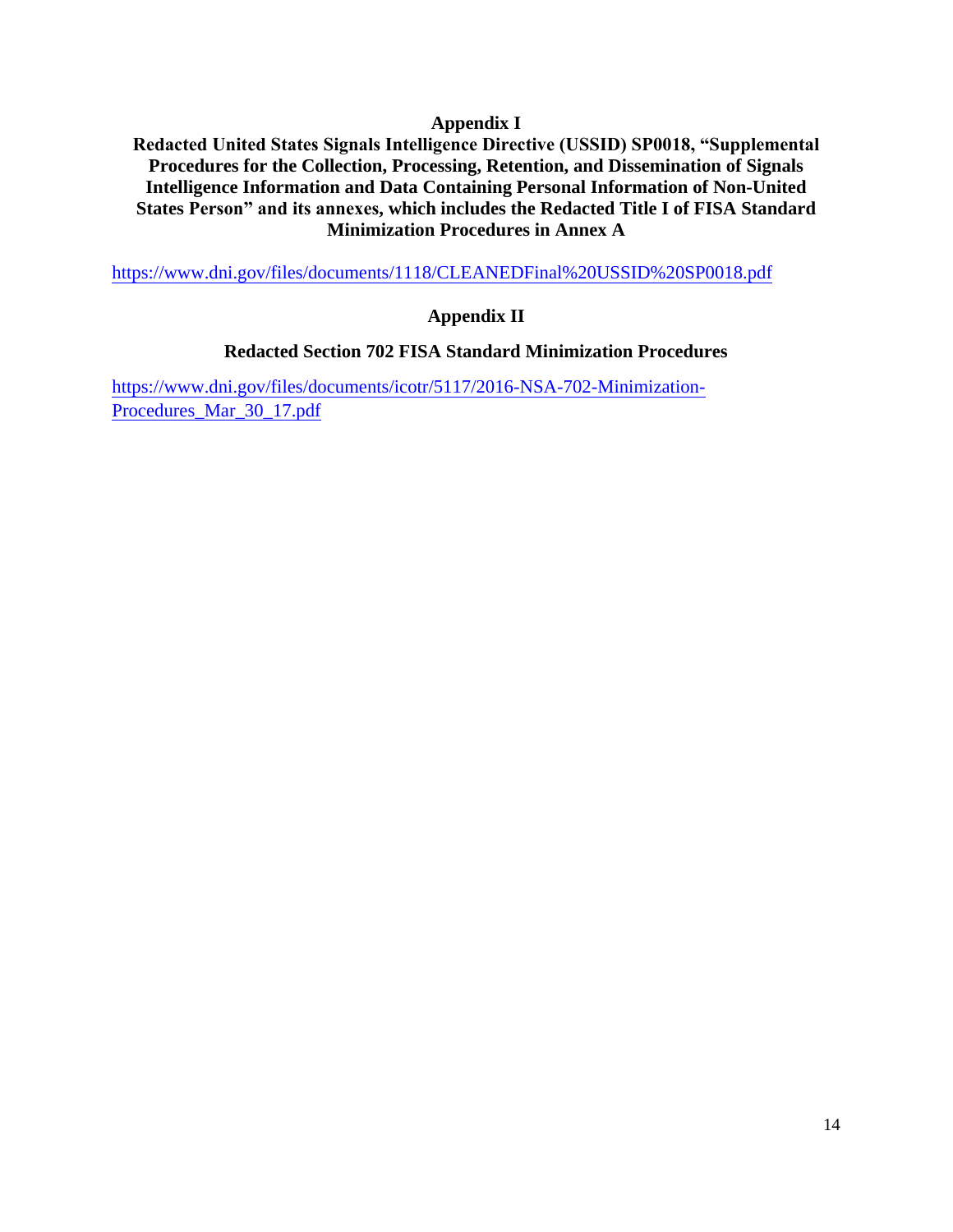## Appendix I

**Redacted United States Signals Intelligence Directive (USSID) SP0018, "Supplemental Procedures for the Collection, Processing, Retention, and Dissemination of Signals Intelligence Information and Data Containing Personal Information of Non-United States Person" and its annexes, which includes the Redacted Title I of FISA Standard Minimization Procedures in Annex A**

https://www.dni.gov/files/documents/1118/CLEANEDFinal%20USSID%20SP0018.pdf

## Appendix II

**Redacted Section 702 FISA Standard Minimization Procedures**

https://www.dni.gov/files/documents/icotr/5117/2016-NSA-702-Minimization-Procedures_Mar_30_17.pdf